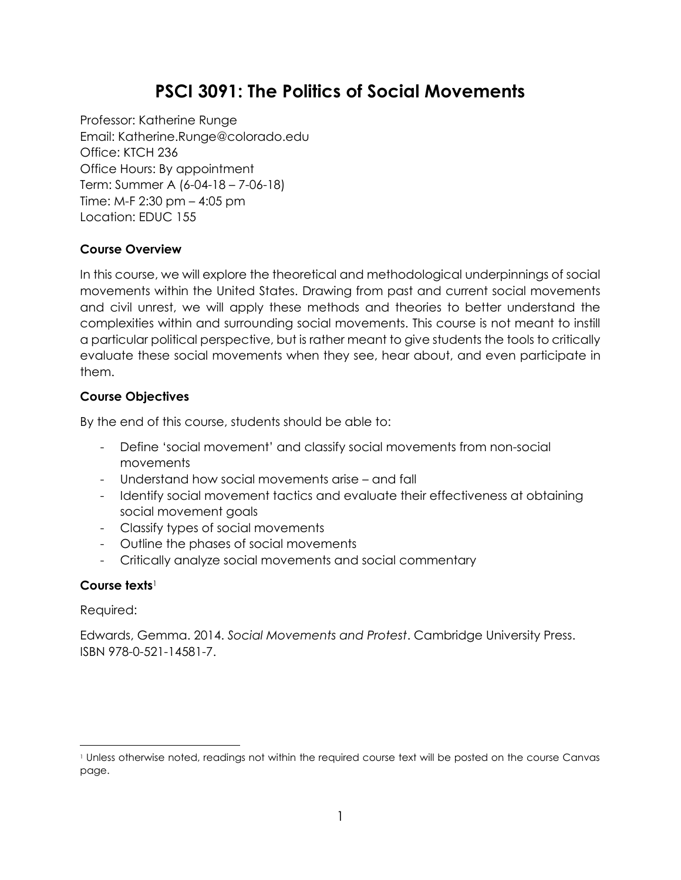# PSCI 3091: The Politics of Social Movements

Professor: Katherine Runge
Email: Katherine.Runge@colorado.edu
Office: KTCH 236
Office Hours: By appointment
Term: Summer A (6-04-18 – 7-06-18)
Time: M-F 2:30 pm – 4:05 pm
Location: EDUC 155

### Course Overview

In this course, we will explore the theoretical and methodological underpinnings of social movements within the United States. Drawing from past and current social movements and civil unrest, we will apply these methods and theories to better understand the complexities within and surrounding social movements. This course is not meant to instill a particular political perspective, but is rather meant to give students the tools to critically evaluate these social movements when they see, hear about, and even participate in them.

### Course Objectives

By the end of this course, students should be able to:

- Define 'social movement' and classify social movements from non-social movements
- Understand how social movements arise – and fall
- Identify social movement tactics and evaluate their effectiveness at obtaining social movement goals
- Classify types of social movements
- Outline the phases of social movements
- Critically analyze social movements and social commentary

### Course texts[1]

Required:

Edwards, Gemma. 2014. *Social Movements and Protest*. Cambridge University Press. ISBN 978-0-521-14581-7.

[1] Unless otherwise noted, readings not within the required course text will be posted on the course Canvas page.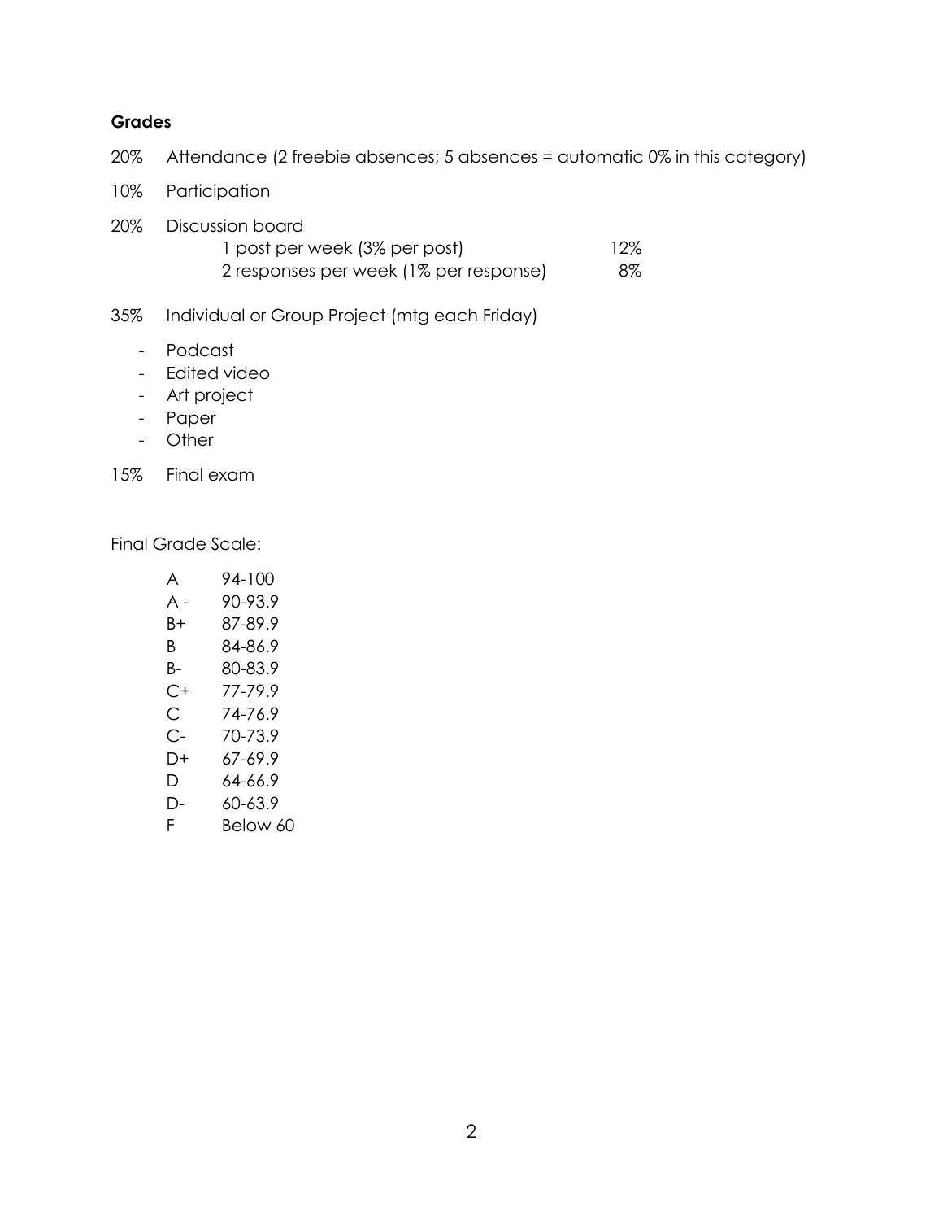**Grades**

20% Attendance (2 freebie absences; 5 absences = automatic 0% in this category)

10% Participation

20% Discussion board

| | |
|---|---|
| 1 post per week (3% per post) | 12% |
| 2 responses per week (1% per response) | 8% |

35% Individual or Group Project (mtg each Friday)

- Podcast
- Edited video
- Art project
- Paper
- Other

15% Final exam

Final Grade Scale:

| | |
|---|---|
| A | 94-100 |
| A - | 90-93.9 |
| B+ | 87-89.9 |
| B | 84-86.9 |
| B- | 80-83.9 |
| C+ | 77-79.9 |
| C | 74-76.9 |
| C- | 70-73.9 |
| D+ | 67-69.9 |
| D | 64-66.9 |
| D- | 60-63.9 |
| F | Below 60 |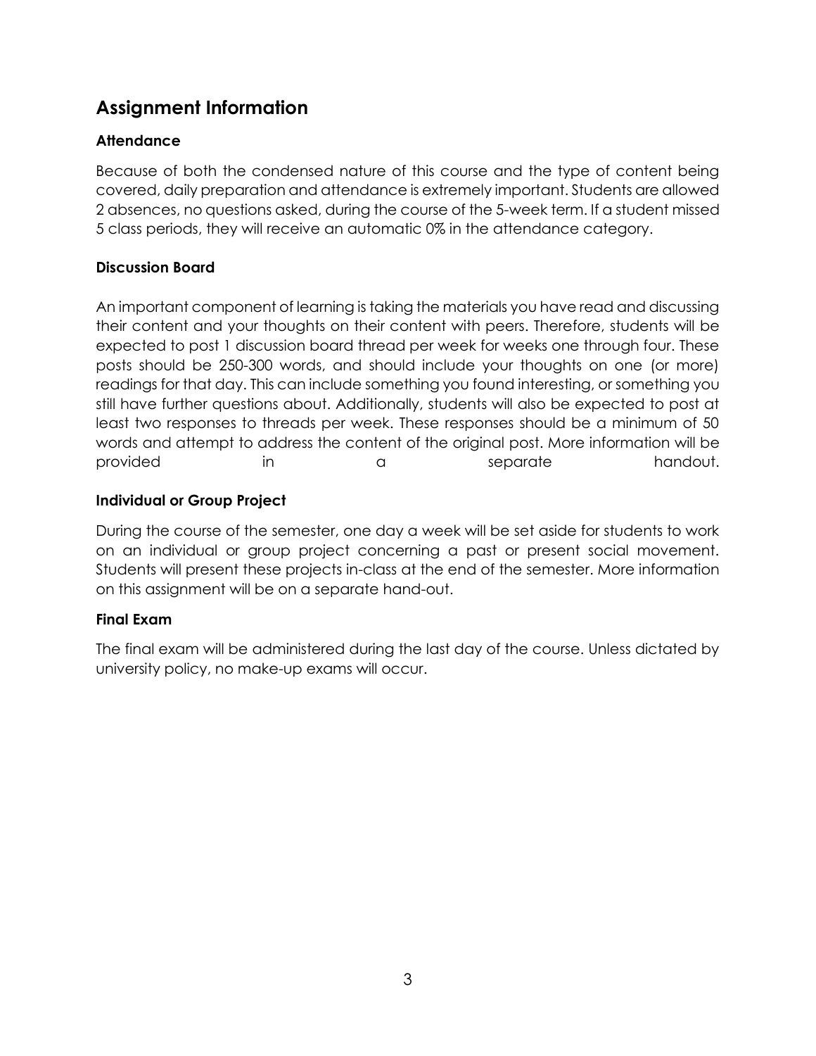## Assignment Information

### Attendance

Because of both the condensed nature of this course and the type of content being covered, daily preparation and attendance is extremely important. Students are allowed 2 absences, no questions asked, during the course of the 5-week term. If a student missed 5 class periods, they will receive an automatic 0% in the attendance category.

### Discussion Board

An important component of learning is taking the materials you have read and discussing their content and your thoughts on their content with peers. Therefore, students will be expected to post 1 discussion board thread per week for weeks one through four. These posts should be 250-300 words, and should include your thoughts on one (or more) readings for that day. This can include something you found interesting, or something you still have further questions about. Additionally, students will also be expected to post at least two responses to threads per week. These responses should be a minimum of 50 words and attempt to address the content of the original post. More information will be provided in a separate handout.

### Individual or Group Project

During the course of the semester, one day a week will be set aside for students to work on an individual or group project concerning a past or present social movement. Students will present these projects in-class at the end of the semester. More information on this assignment will be on a separate hand-out.

### Final Exam

The final exam will be administered during the last day of the course. Unless dictated by university policy, no make-up exams will occur.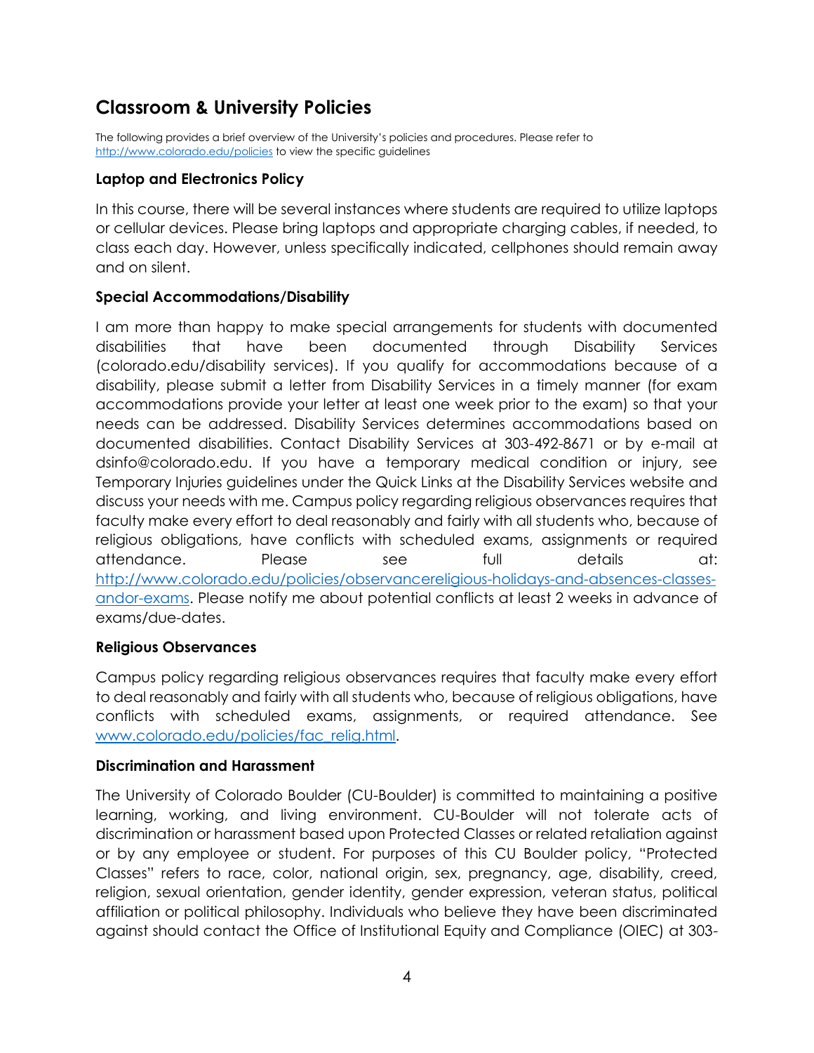## Classroom & University Policies

The following provides a brief overview of the University's policies and procedures. Please refer to [http://www.colorado.edu/policies](http://www.colorado.edu/policies) to view the specific guidelines

### Laptop and Electronics Policy

In this course, there will be several instances where students are required to utilize laptops or cellular devices. Please bring laptops and appropriate charging cables, if needed, to class each day. However, unless specifically indicated, cellphones should remain away and on silent.

### Special Accommodations/Disability

I am more than happy to make special arrangements for students with documented disabilities that have been documented through Disability Services (colorado.edu/disability services). If you qualify for accommodations because of a disability, please submit a letter from Disability Services in a timely manner (for exam accommodations provide your letter at least one week prior to the exam) so that your needs can be addressed. Disability Services determines accommodations based on documented disabilities. Contact Disability Services at 303-492-8671 or by e-mail at dsinfo@colorado.edu. If you have a temporary medical condition or injury, see Temporary Injuries guidelines under the Quick Links at the Disability Services website and discuss your needs with me. Campus policy regarding religious observances requires that faculty make every effort to deal reasonably and fairly with all students who, because of religious obligations, have conflicts with scheduled exams, assignments or required attendance. Please see full details at: [http://www.colorado.edu/policies/observancereligious-holidays-and-absences-classes-andor-exams](http://www.colorado.edu/policies/observancereligious-holidays-and-absences-classes-andor-exams). Please notify me about potential conflicts at least 2 weeks in advance of exams/due-dates.

### Religious Observances

Campus policy regarding religious observances requires that faculty make every effort to deal reasonably and fairly with all students who, because of religious obligations, have conflicts with scheduled exams, assignments, or required attendance. See [www.colorado.edu/policies/fac_relig.html](www.colorado.edu/policies/fac_relig.html).

### Discrimination and Harassment

The University of Colorado Boulder (CU-Boulder) is committed to maintaining a positive learning, working, and living environment. CU-Boulder will not tolerate acts of discrimination or harassment based upon Protected Classes or related retaliation against or by any employee or student. For purposes of this CU Boulder policy, "Protected Classes" refers to race, color, national origin, sex, pregnancy, age, disability, creed, religion, sexual orientation, gender identity, gender expression, veteran status, political affiliation or political philosophy. Individuals who believe they have been discriminated against should contact the Office of Institutional Equity and Compliance (OIEC) at 303-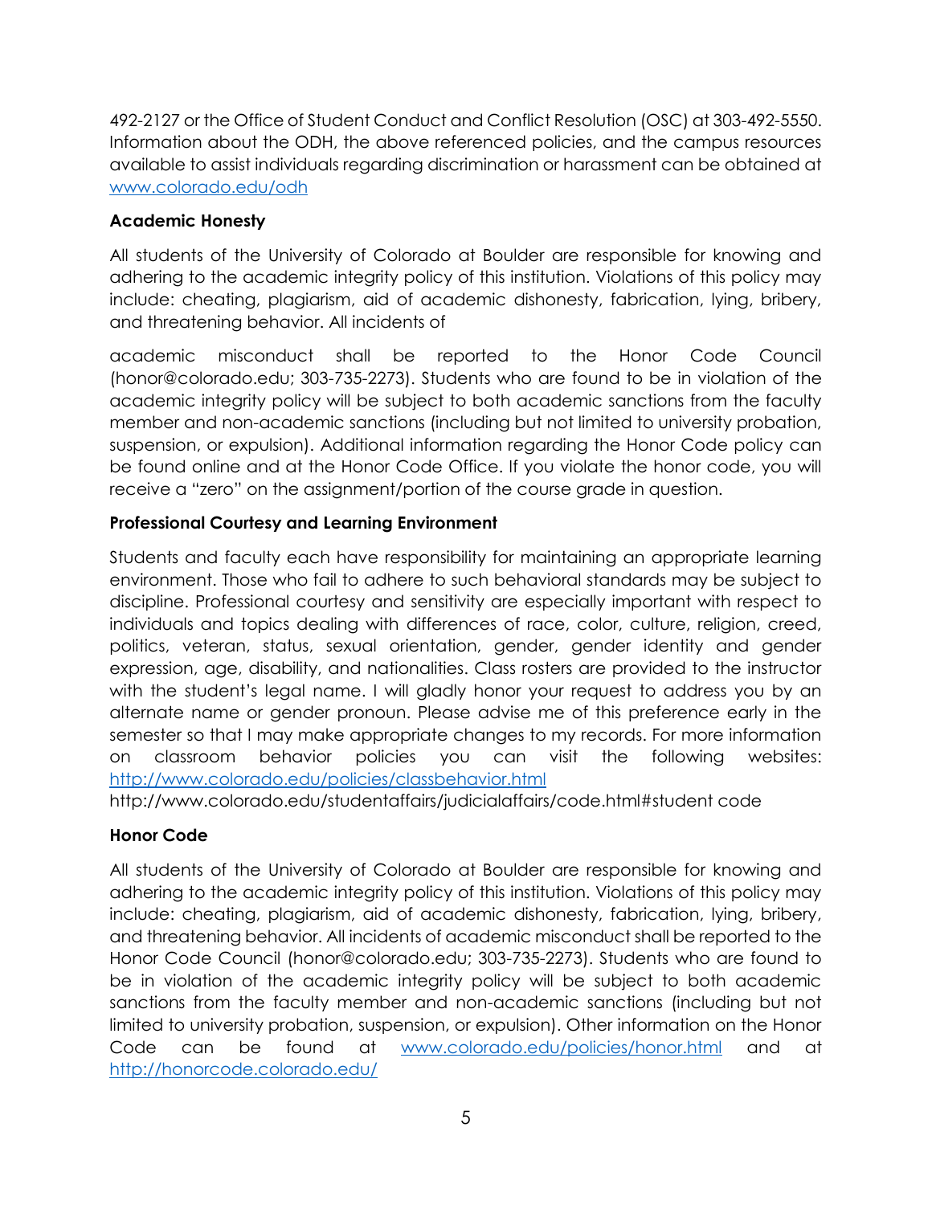492-2127 or the Office of Student Conduct and Conflict Resolution (OSC) at 303-492-5550. Information about the ODH, the above referenced policies, and the campus resources available to assist individuals regarding discrimination or harassment can be obtained at www.colorado.edu/odh

**Academic Honesty**

All students of the University of Colorado at Boulder are responsible for knowing and adhering to the academic integrity policy of this institution. Violations of this policy may include: cheating, plagiarism, aid of academic dishonesty, fabrication, lying, bribery, and threatening behavior. All incidents of

academic misconduct shall be reported to the Honor Code Council (honor@colorado.edu; 303-735-2273). Students who are found to be in violation of the academic integrity policy will be subject to both academic sanctions from the faculty member and non-academic sanctions (including but not limited to university probation, suspension, or expulsion). Additional information regarding the Honor Code policy can be found online and at the Honor Code Office. If you violate the honor code, you will receive a "zero" on the assignment/portion of the course grade in question.

**Professional Courtesy and Learning Environment**

Students and faculty each have responsibility for maintaining an appropriate learning environment. Those who fail to adhere to such behavioral standards may be subject to discipline. Professional courtesy and sensitivity are especially important with respect to individuals and topics dealing with differences of race, color, culture, religion, creed, politics, veteran, status, sexual orientation, gender, gender identity and gender expression, age, disability, and nationalities. Class rosters are provided to the instructor with the student's legal name. I will gladly honor your request to address you by an alternate name or gender pronoun. Please advise me of this preference early in the semester so that I may make appropriate changes to my records. For more information on classroom behavior policies you can visit the following websites: http://www.colorado.edu/policies/classbehavior.html
http://www.colorado.edu/studentaffairs/judicialaffairs/code.html#student code

**Honor Code**

All students of the University of Colorado at Boulder are responsible for knowing and adhering to the academic integrity policy of this institution. Violations of this policy may include: cheating, plagiarism, aid of academic dishonesty, fabrication, lying, bribery, and threatening behavior. All incidents of academic misconduct shall be reported to the Honor Code Council (honor@colorado.edu; 303-735-2273). Students who are found to be in violation of the academic integrity policy will be subject to both academic sanctions from the faculty member and non-academic sanctions (including but not limited to university probation, suspension, or expulsion). Other information on the Honor Code can be found at www.colorado.edu/policies/honor.html and at http://honorcode.colorado.edu/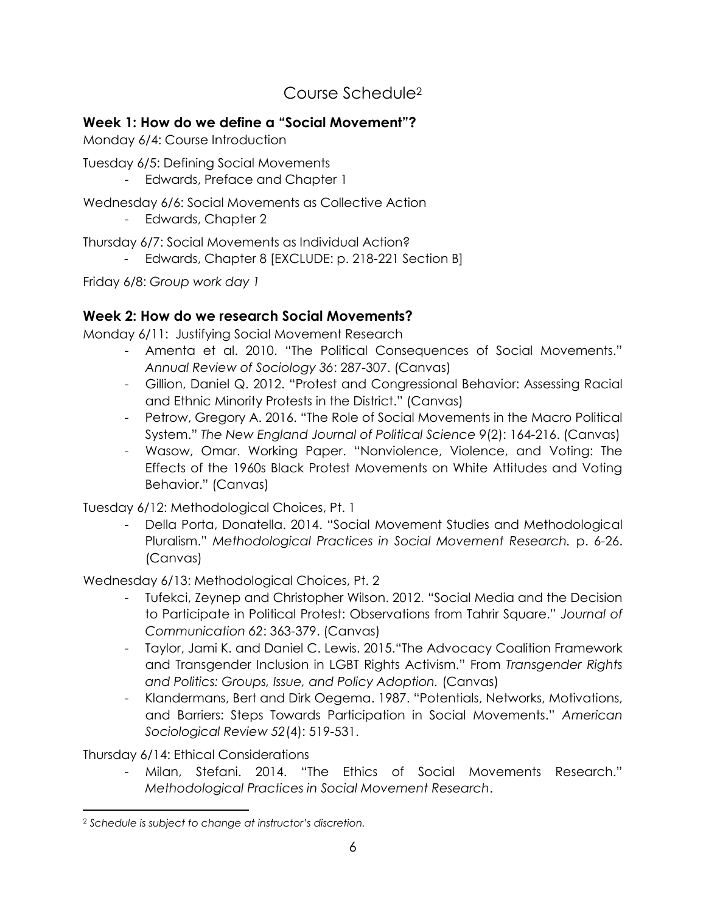# Course Schedule[2]

## Week 1: How do we define a "Social Movement"?

Monday 6/4: Course Introduction

Tuesday 6/5: Defining Social Movements

- Edwards, Preface and Chapter 1

Wednesday 6/6: Social Movements as Collective Action

- Edwards, Chapter 2

Thursday 6/7: Social Movements as Individual Action?

- Edwards, Chapter 8 [EXCLUDE: p. 218-221 Section B]

Friday 6/8: *Group work day 1*

## Week 2: How do we research Social Movements?

Monday 6/11: Justifying Social Movement Research

- Amenta et al. 2010. "The Political Consequences of Social Movements." *Annual Review of Sociology 36*: 287-307. (Canvas)
- Gillion, Daniel Q. 2012. "Protest and Congressional Behavior: Assessing Racial and Ethnic Minority Protests in the District." (Canvas)
- Petrow, Gregory A. 2016. "The Role of Social Movements in the Macro Political System." *The New England Journal of Political Science* 9(2): 164-216. (Canvas)
- Wasow, Omar. Working Paper. "Nonviolence, Violence, and Voting: The Effects of the 1960s Black Protest Movements on White Attitudes and Voting Behavior." (Canvas)

Tuesday 6/12: Methodological Choices, Pt. 1

- Della Porta, Donatella. 2014. "Social Movement Studies and Methodological Pluralism." *Methodological Practices in Social Movement Research.* p. 6-26. (Canvas)

Wednesday 6/13: Methodological Choices, Pt. 2

- Tufekci, Zeynep and Christopher Wilson. 2012. "Social Media and the Decision to Participate in Political Protest: Observations from Tahrir Square." *Journal of Communication 62*: 363-379. (Canvas)
- Taylor, Jami K. and Daniel C. Lewis. 2015."The Advocacy Coalition Framework and Transgender Inclusion in LGBT Rights Activism." From *Transgender Rights and Politics: Groups, Issue, and Policy Adoption.* (Canvas)
- Klandermans, Bert and Dirk Oegema. 1987. "Potentials, Networks, Motivations, and Barriers: Steps Towards Participation in Social Movements." *American Sociological Review 52*(4): 519-531.

Thursday 6/14: Ethical Considerations

- Milan, Stefani. 2014. "The Ethics of Social Movements Research." *Methodological Practices in Social Movement Research*.

[2] *Schedule is subject to change at instructor's discretion.*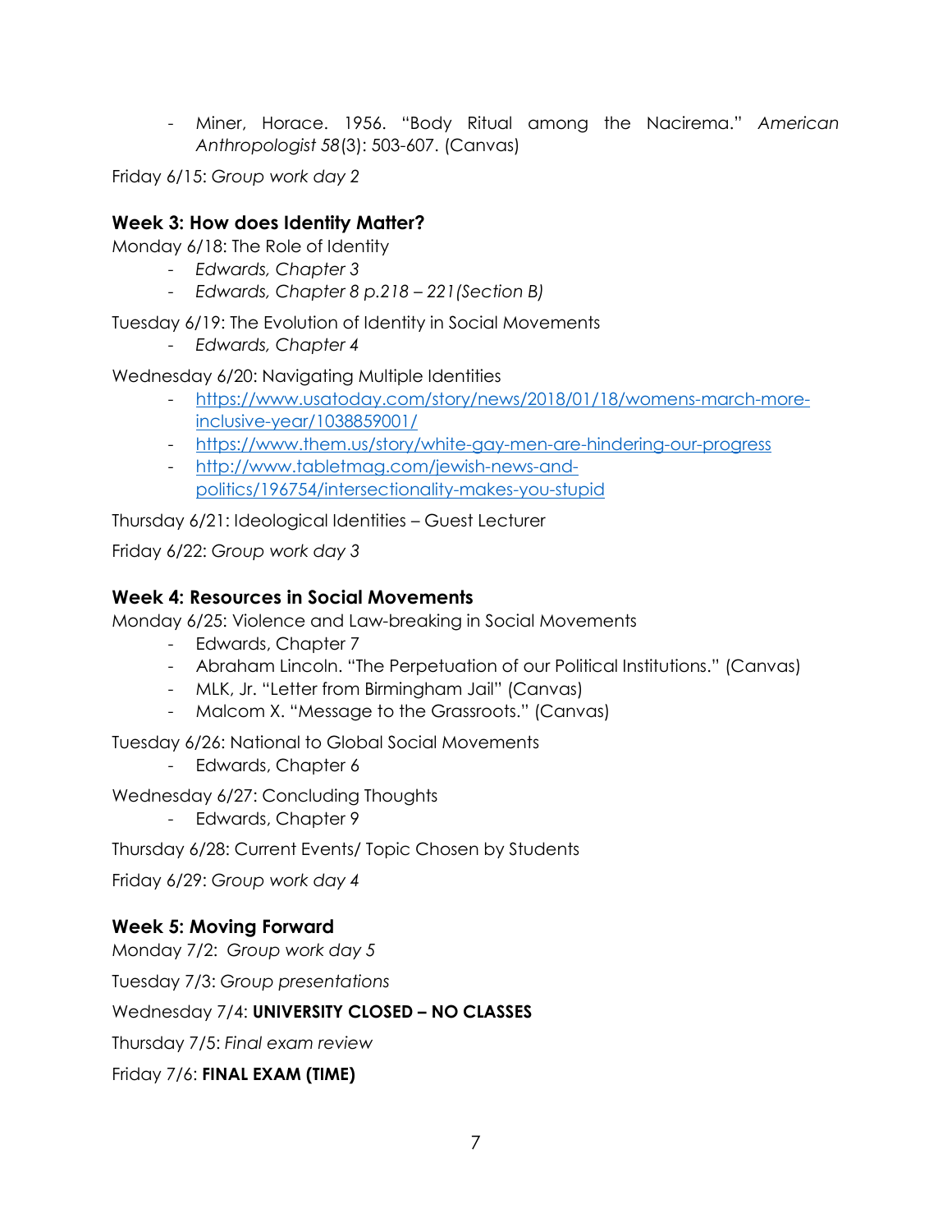- Miner, Horace. 1956. "Body Ritual among the Nacirema." *American Anthropologist 58*(3): 503-607. (Canvas)

Friday 6/15: *Group work day 2*

### Week 3: How does Identity Matter?

Monday 6/18: The Role of Identity

- *Edwards, Chapter 3*
- *Edwards, Chapter 8 p.218 – 221(Section B)*

Tuesday 6/19: The Evolution of Identity in Social Movements

- *Edwards, Chapter 4*

Wednesday 6/20: Navigating Multiple Identities

- https://www.usatoday.com/story/news/2018/01/18/womens-march-more-inclusive-year/1038859001/
- https://www.them.us/story/white-gay-men-are-hindering-our-progress
- http://www.tabletmag.com/jewish-news-and-politics/196754/intersectionality-makes-you-stupid

Thursday 6/21: Ideological Identities – Guest Lecturer

Friday 6/22: *Group work day 3*

### Week 4: Resources in Social Movements

Monday 6/25: Violence and Law-breaking in Social Movements

- Edwards, Chapter 7
- Abraham Lincoln. "The Perpetuation of our Political Institutions." (Canvas)
- MLK, Jr. "Letter from Birmingham Jail" (Canvas)
- Malcom X. "Message to the Grassroots." (Canvas)

Tuesday 6/26: National to Global Social Movements

- Edwards, Chapter 6

Wednesday 6/27: Concluding Thoughts

- Edwards, Chapter 9

Thursday 6/28: Current Events/ Topic Chosen by Students

Friday 6/29: *Group work day 4*

### Week 5: Moving Forward

Monday 7/2: *Group work day 5*

Tuesday 7/3: *Group presentations*

Wednesday 7/4: **UNIVERSITY CLOSED – NO CLASSES**

Thursday 7/5: *Final exam review*

Friday 7/6: **FINAL EXAM (TIME)**